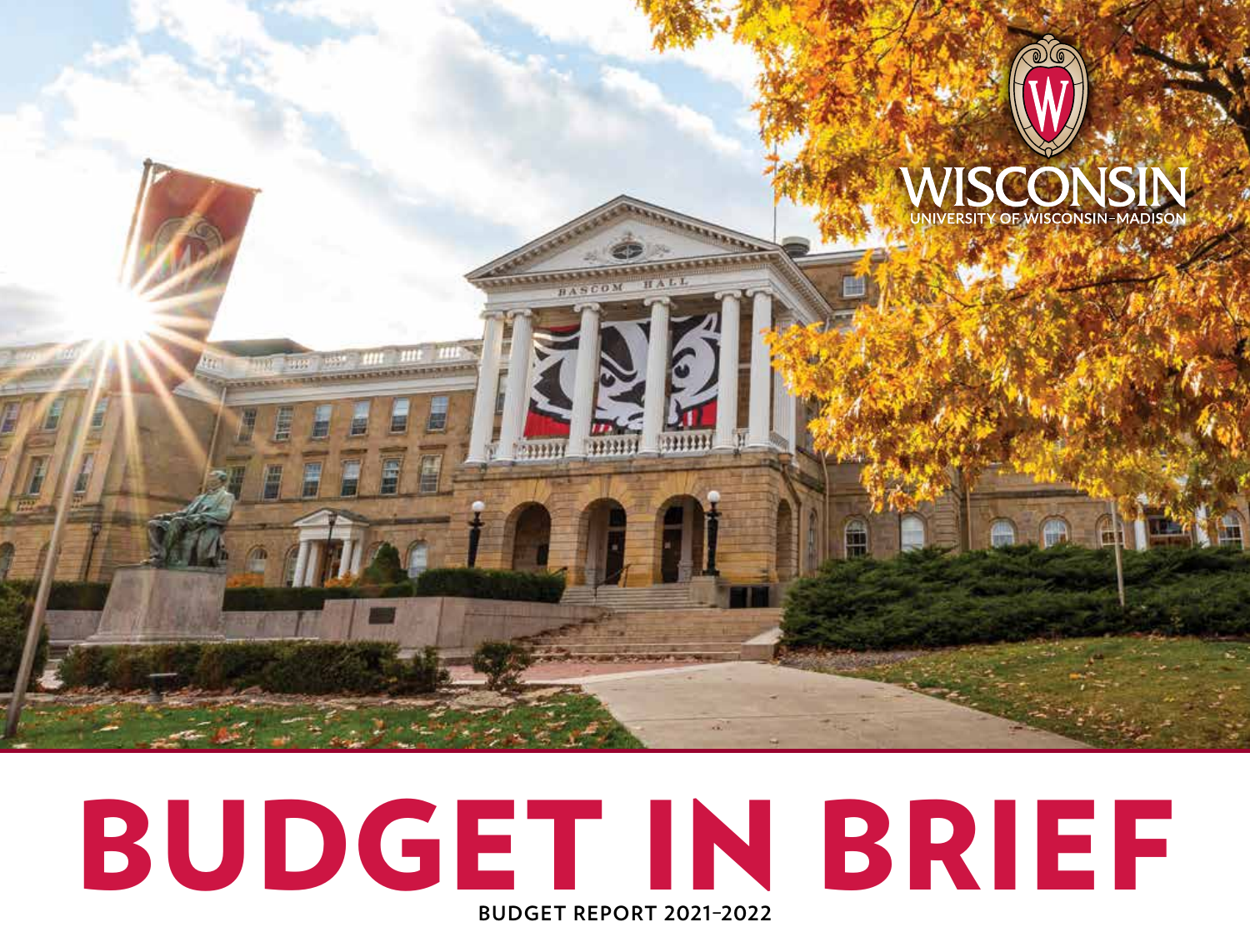WISCONSIN

UNIVERSITY OF WISCONSIN–MADISON

# BUDGET IN BRIEF

BUDGET REPORT 2021–2022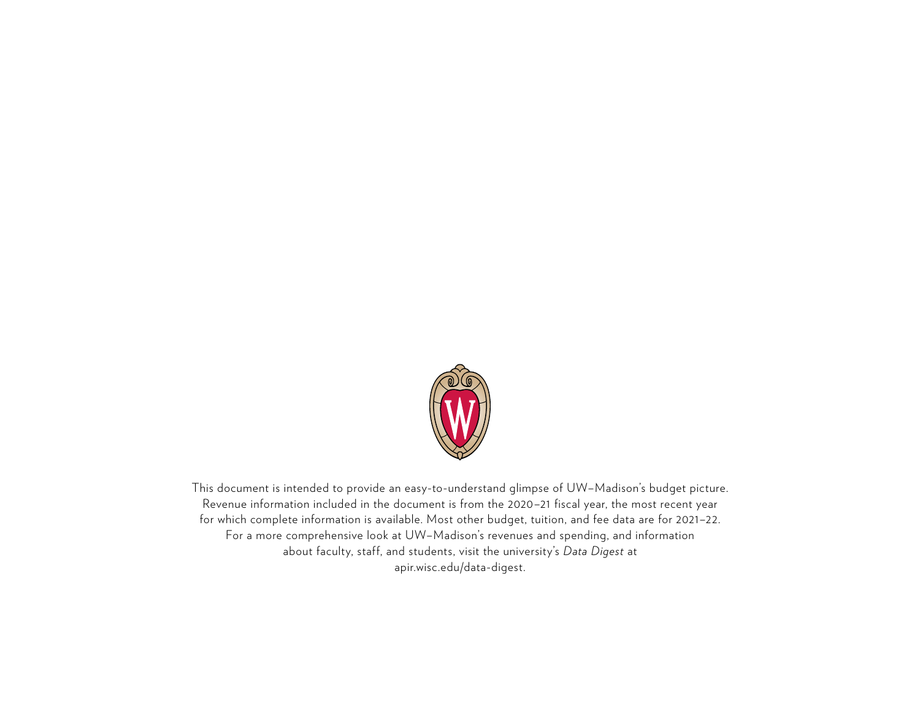This document is intended to provide an easy-to-understand glimpse of UW–Madison's budget picture. Revenue information included in the document is from the 2020–21 fiscal year, the most recent year for which complete information is available. Most other budget, tuition, and fee data are for 2021–22. For a more comprehensive look at UW–Madison's revenues and spending, and information about faculty, staff, and students, visit the university's *Data Digest* at apir.wisc.edu/data-digest.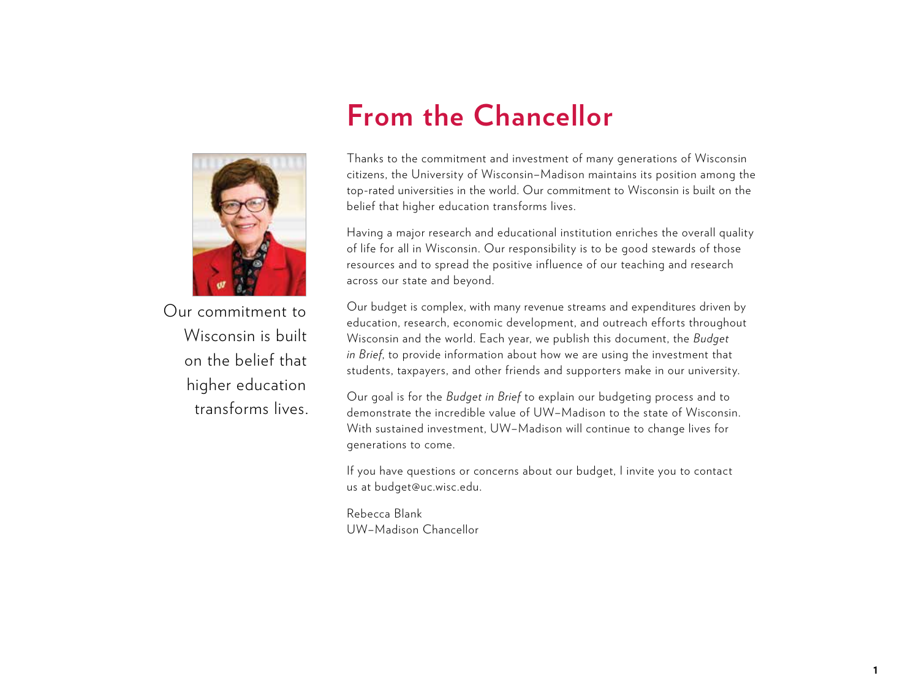# From the Chancellor

Our commitment to Wisconsin is built on the belief that higher education transforms lives.

Thanks to the commitment and investment of many generations of Wisconsin citizens, the University of Wisconsin–Madison maintains its position among the top-rated universities in the world. Our commitment to Wisconsin is built on the belief that higher education transforms lives.

Having a major research and educational institution enriches the overall quality of life for all in Wisconsin. Our responsibility is to be good stewards of those resources and to spread the positive influence of our teaching and research across our state and beyond.

Our budget is complex, with many revenue streams and expenditures driven by education, research, economic development, and outreach efforts throughout Wisconsin and the world. Each year, we publish this document, the *Budget in Brief*, to provide information about how we are using the investment that students, taxpayers, and other friends and supporters make in our university.

Our goal is for the *Budget in Brief* to explain our budgeting process and to demonstrate the incredible value of UW–Madison to the state of Wisconsin. With sustained investment, UW–Madison will continue to change lives for generations to come.

If you have questions or concerns about our budget, I invite you to contact us at budget@uc.wisc.edu.

Rebecca Blank
UW–Madison Chancellor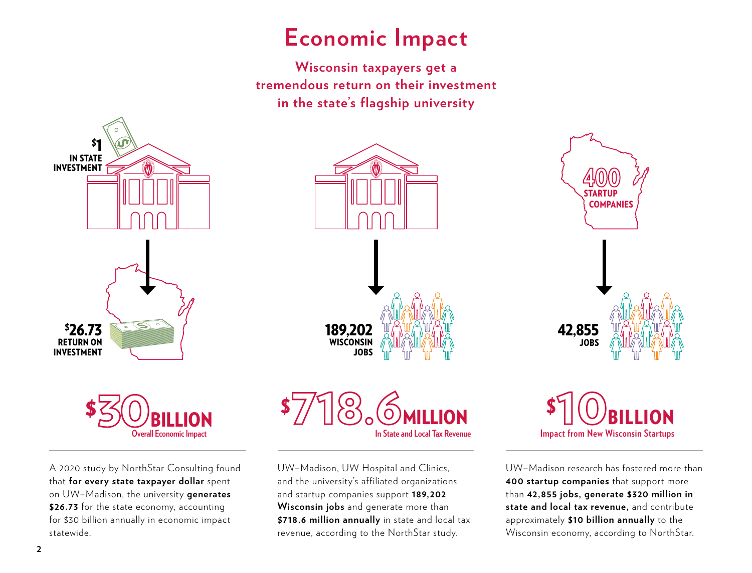# Economic Impact

**Wisconsin taxpayers get a tremendous return on their investment in the state's flagship university**

$1
IN STATE INVESTMENT

$26.73
RETURN ON INVESTMENT

$30 BILLION
Overall Economic Impact

A 2020 study by NorthStar Consulting found that **for every state taxpayer dollar** spent on UW–Madison, the university **generates $26.73** for the state economy, accounting for $30 billion annually in economic impact statewide.

189,202
WISCONSIN JOBS

$718.6 MILLION
In State and Local Tax Revenue

UW–Madison, UW Hospital and Clinics, and the university's affiliated organizations and startup companies support **189,202 Wisconsin jobs** and generate more than **$718.6 million annually** in state and local tax revenue, according to the NorthStar study.

400
STARTUP COMPANIES

42,855
JOBS

$10 BILLION
Impact from New Wisconsin Startups

UW–Madison research has fostered more than **400 startup companies** that support more than **42,855 jobs, generate $320 million in state and local tax revenue,** and contribute approximately **$10 billion annually** to the Wisconsin economy, according to NorthStar.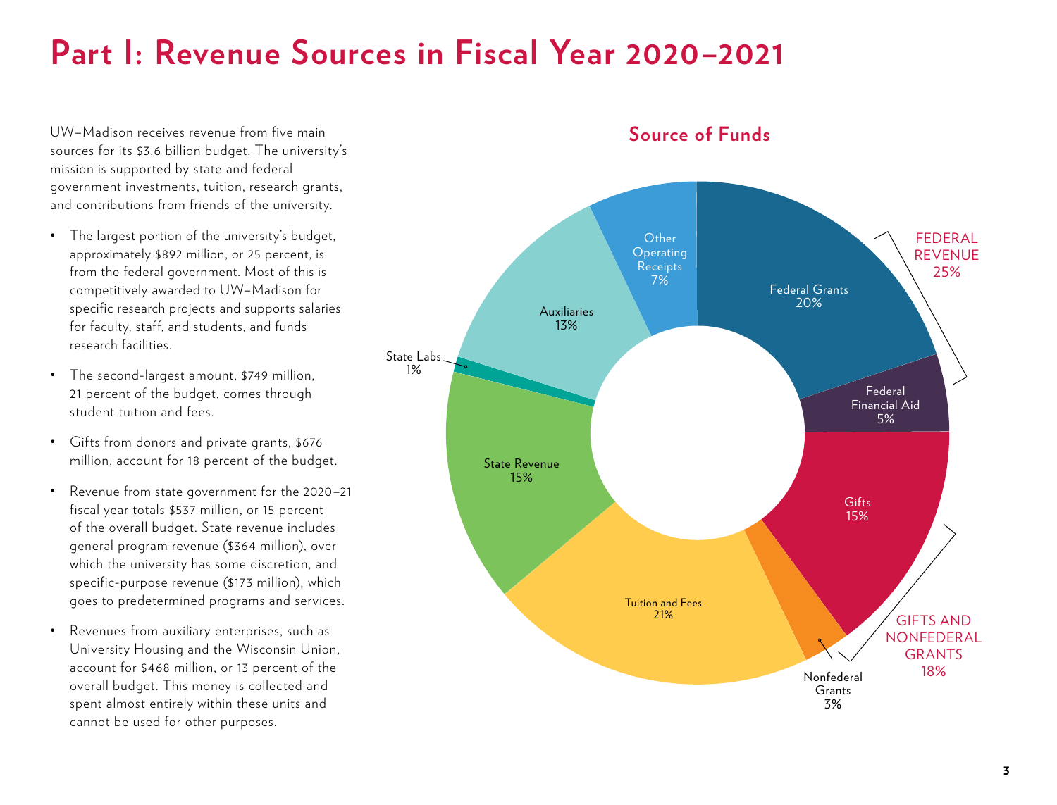# Part I: Revenue Sources in Fiscal Year 2020–2021

UW–Madison receives revenue from five main sources for its $3.6 billion budget. The university's mission is supported by state and federal government investments, tuition, research grants, and contributions from friends of the university.

- The largest portion of the university's budget, approximately $892 million, or 25 percent, is from the federal government. Most of this is competitively awarded to UW–Madison for specific research projects and supports salaries for faculty, staff, and students, and funds research facilities.
- The second-largest amount, $749 million, 21 percent of the budget, comes through student tuition and fees.
- Gifts from donors and private grants, $676 million, account for 18 percent of the budget.
- Revenue from state government for the 2020–21 fiscal year totals $537 million, or 15 percent of the overall budget. State revenue includes general program revenue ($364 million), over which the university has some discretion, and specific-purpose revenue ($173 million), which goes to predetermined programs and services.
- Revenues from auxiliary enterprises, such as University Housing and the Wisconsin Union, account for $468 million, or 13 percent of the overall budget. This money is collected and spent almost entirely within these units and cannot be used for other purposes.

## Source of Funds

Federal Grants 20%
Federal Financial Aid 5%
FEDERAL REVENUE 25%
Gifts 15%
Nonfederal Grants 3%
GIFTS AND NONFEDERAL GRANTS 18%
Tuition and Fees 21%
State Revenue 15%
State Labs 1%
Auxiliaries 13%
Other Operating Receipts 7%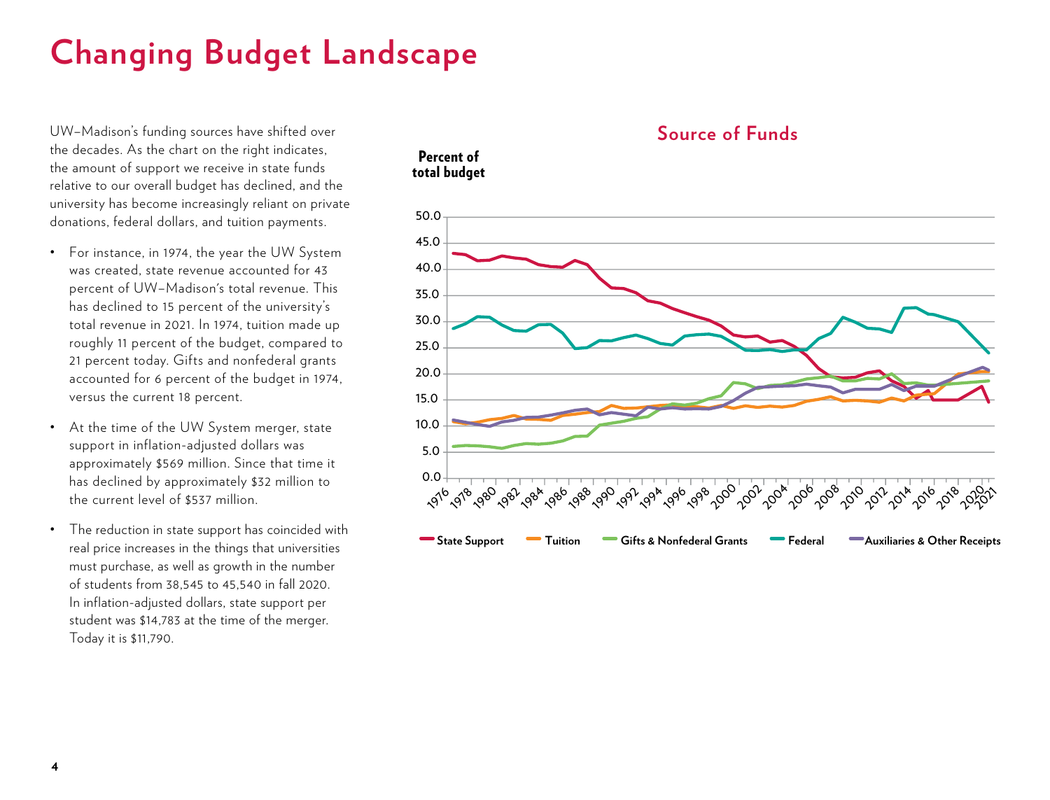# Changing Budget Landscape

UW–Madison's funding sources have shifted over the decades. As the chart on the right indicates, the amount of support we receive in state funds relative to our overall budget has declined, and the university has become increasingly reliant on private donations, federal dollars, and tuition payments.

- For instance, in 1974, the year the UW System was created, state revenue accounted for 43 percent of UW–Madison's total revenue. This has declined to 15 percent of the university's total revenue in 2021. In 1974, tuition made up roughly 11 percent of the budget, compared to 21 percent today. Gifts and nonfederal grants accounted for 6 percent of the budget in 1974, versus the current 18 percent.
- At the time of the UW System merger, state support in inflation-adjusted dollars was approximately $569 million. Since that time it has declined by approximately $32 million to the current level of $537 million.
- The reduction in state support has coincided with real price increases in the things that universities must purchase, as well as growth in the number of students from 38,545 to 45,540 in fall 2020. In inflation-adjusted dollars, state support per student was $14,783 at the time of the merger. Today it is $11,790.

## Source of Funds

Percent of total budget

Y-axis: 0.0, 5.0, 10.0, 15.0, 20.0, 25.0, 30.0, 35.0, 40.0, 45.0, 50.0

X-axis: 1976, 1978, 1980, 1982, 1984, 1986, 1988, 1990, 1992, 1994, 1996, 1998, 2000, 2002, 2004, 2006, 2008, 2010, 2012, 2014, 2016, 2018, 2020, 2021

Legend: State Support, Tuition, Gifts & Nonfederal Grants, Federal, Auxiliaries & Other Receipts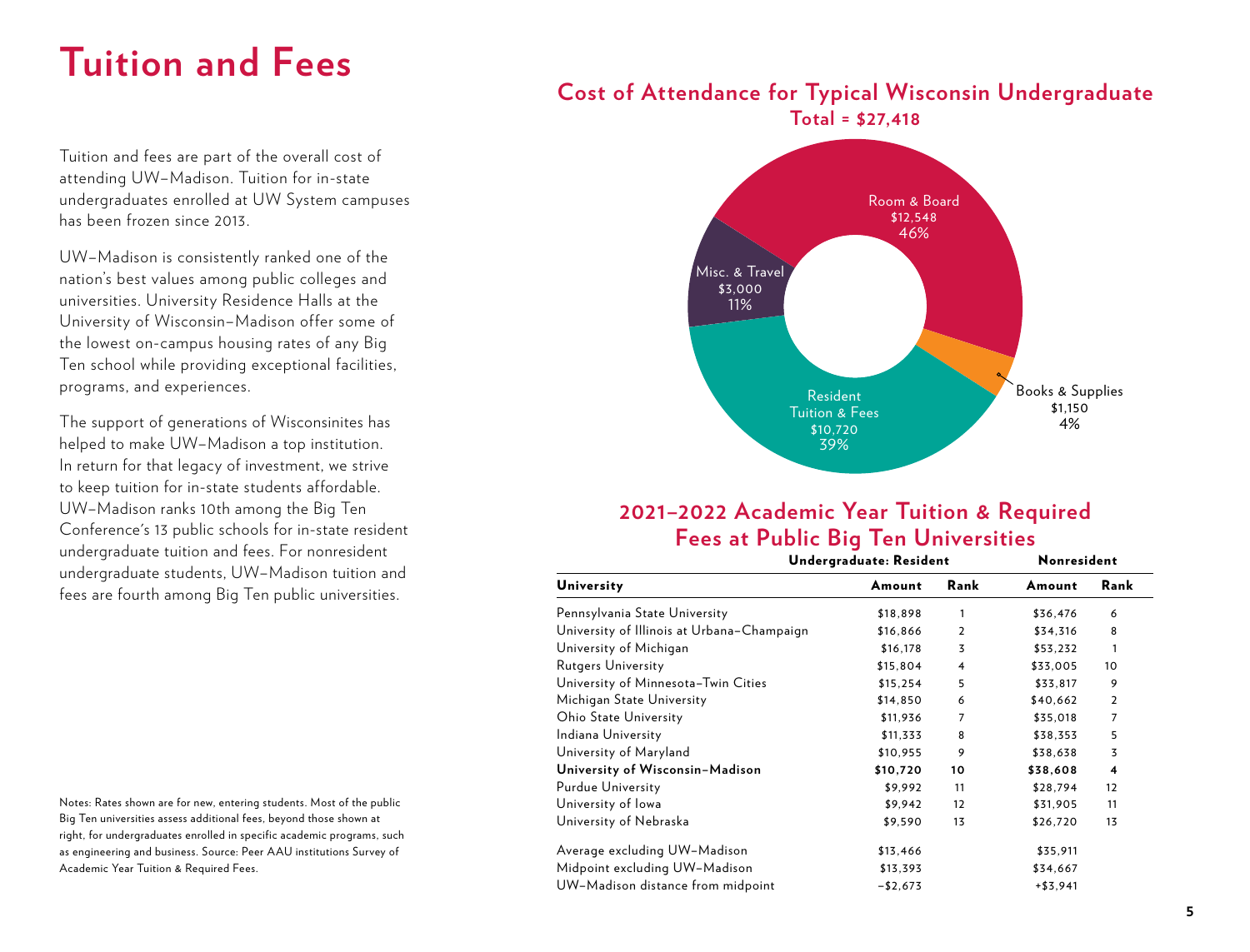# Tuition and Fees

Tuition and fees are part of the overall cost of attending UW–Madison. Tuition for in-state undergraduates enrolled at UW System campuses has been frozen since 2013.

UW–Madison is consistently ranked one of the nation's best values among public colleges and universities. University Residence Halls at the University of Wisconsin–Madison offer some of the lowest on-campus housing rates of any Big Ten school while providing exceptional facilities, programs, and experiences.

The support of generations of Wisconsinites has helped to make UW–Madison a top institution. In return for that legacy of investment, we strive to keep tuition for in-state students affordable. UW–Madison ranks 10th among the Big Ten Conference's 13 public schools for in-state resident undergraduate tuition and fees. For nonresident undergraduate students, UW–Madison tuition and fees are fourth among Big Ten public universities.

Notes: Rates shown are for new, entering students. Most of the public Big Ten universities assess additional fees, beyond those shown at right, for undergraduates enrolled in specific academic programs, such as engineering and business. Source: Peer AAU institutions Survey of Academic Year Tuition & Required Fees.

## Cost of Attendance for Typical Wisconsin Undergraduate

**Total = $27,418**

Room & Board
$12,548
46%

Misc. & Travel
$3,000
11%

Resident Tuition & Fees
$10,720
39%

Books & Supplies
$1,150
4%

## 2021–2022 Academic Year Tuition & Required Fees at Public Big Ten Universities

| | Undergraduate: Resident | | Nonresident | |
|---|---|---|---|---|
| **University** | **Amount** | **Rank** | **Amount** | **Rank** |
| Pennsylvania State University | $18,898 | 1 | $36,476 | 6 |
| University of Illinois at Urbana–Champaign | $16,866 | 2 | $34,316 | 8 |
| University of Michigan | $16,178 | 3 | $53,232 | 1 |
| Rutgers University | $15,804 | 4 | $33,005 | 10 |
| University of Minnesota–Twin Cities | $15,254 | 5 | $33,817 | 9 |
| Michigan State University | $14,850 | 6 | $40,662 | 2 |
| Ohio State University | $11,936 | 7 | $35,018 | 7 |
| Indiana University | $11,333 | 8 | $38,353 | 5 |
| University of Maryland | $10,955 | 9 | $38,638 | 3 |
| **University of Wisconsin–Madison** | **$10,720** | **10** | **$38,608** | **4** |
| Purdue University | $9,992 | 11 | $28,794 | 12 |
| University of Iowa | $9,942 | 12 | $31,905 | 11 |
| University of Nebraska | $9,590 | 13 | $26,720 | 13 |
| Average excluding UW–Madison | $13,466 | | $35,911 | |
| Midpoint excluding UW–Madison | $13,393 | | $34,667 | |
| UW–Madison distance from midpoint | –$2,673 | | +$3,941 | |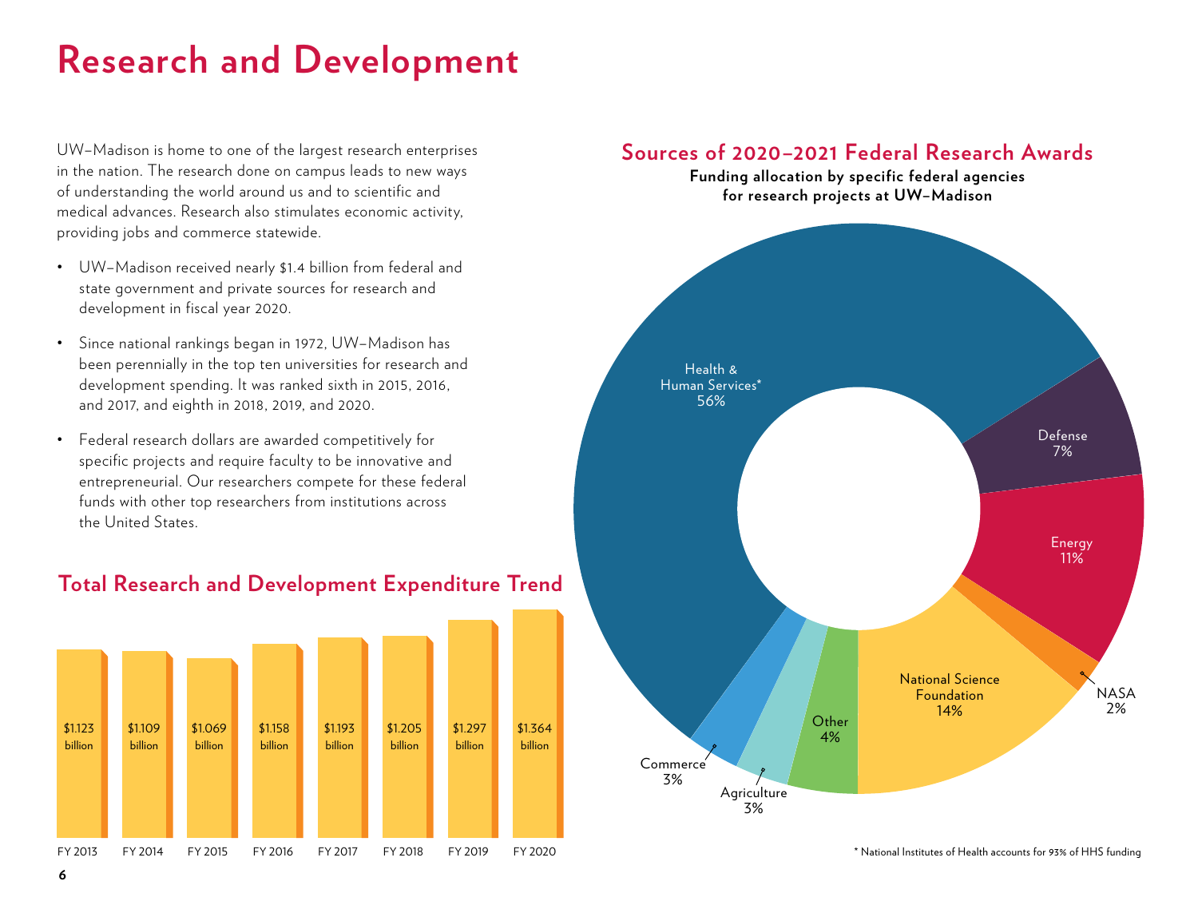# Research and Development

UW–Madison is home to one of the largest research enterprises in the nation. The research done on campus leads to new ways of understanding the world around us and to scientific and medical advances. Research also stimulates economic activity, providing jobs and commerce statewide.

- UW–Madison received nearly $1.4 billion from federal and state government and private sources for research and development in fiscal year 2020.
- Since national rankings began in 1972, UW–Madison has been perennially in the top ten universities for research and development spending. It was ranked sixth in 2015, 2016, and 2017, and eighth in 2018, 2019, and 2020.
- Federal research dollars are awarded competitively for specific projects and require faculty to be innovative and entrepreneurial. Our researchers compete for these federal funds with other top researchers from institutions across the United States.

## Total Research and Development Expenditure Trend

$1.123 billion
$1.109 billion
$1.069 billion
$1.158 billion
$1.193 billion
$1.205 billion
$1.297 billion
$1.364 billion

FY 2013
FY 2014
FY 2015
FY 2016
FY 2017
FY 2018
FY 2019
FY 2020

## Sources of 2020–2021 Federal Research Awards

**Funding allocation by specific federal agencies for research projects at UW–Madison**

Health & Human Services* 56%
Defense 7%
Energy 11%
NASA 2%
National Science Foundation 14%
Other 4%
Agriculture 3%
Commerce 3%

\* National Institutes of Health accounts for 93% of HHS funding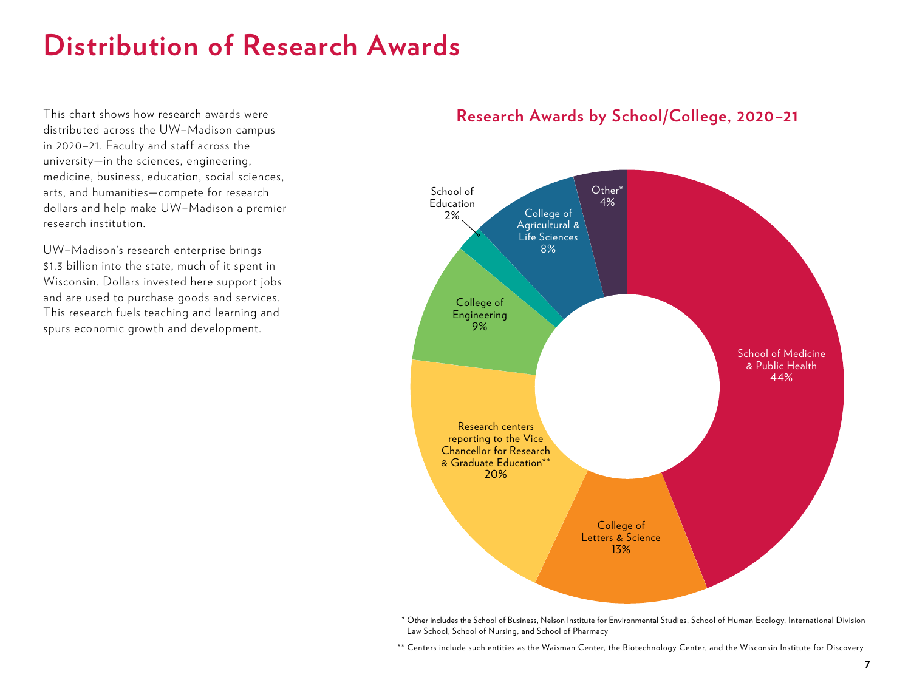# Distribution of Research Awards

This chart shows how research awards were distributed across the UW–Madison campus in 2020–21. Faculty and staff across the university—in the sciences, engineering, medicine, business, education, social sciences, arts, and humanities—compete for research dollars and help make UW–Madison a premier research institution.

UW–Madison's research enterprise brings $1.3 billion into the state, much of it spent in Wisconsin. Dollars invested here support jobs and are used to purchase goods and services. This research fuels teaching and learning and spurs economic growth and development.

## Research Awards by School/College, 2020–21

School of Medicine & Public Health 44%

College of Letters & Science 13%

Research centers reporting to the Vice Chancellor for Research & Graduate Education** 20%

College of Engineering 9%

School of Education 2%

College of Agricultural & Life Sciences 8%

Other* 4%

* Other includes the School of Business, Nelson Institute for Environmental Studies, School of Human Ecology, International Division Law School, School of Nursing, and School of Pharmacy

** Centers include such entities as the Waisman Center, the Biotechnology Center, and the Wisconsin Institute for Discovery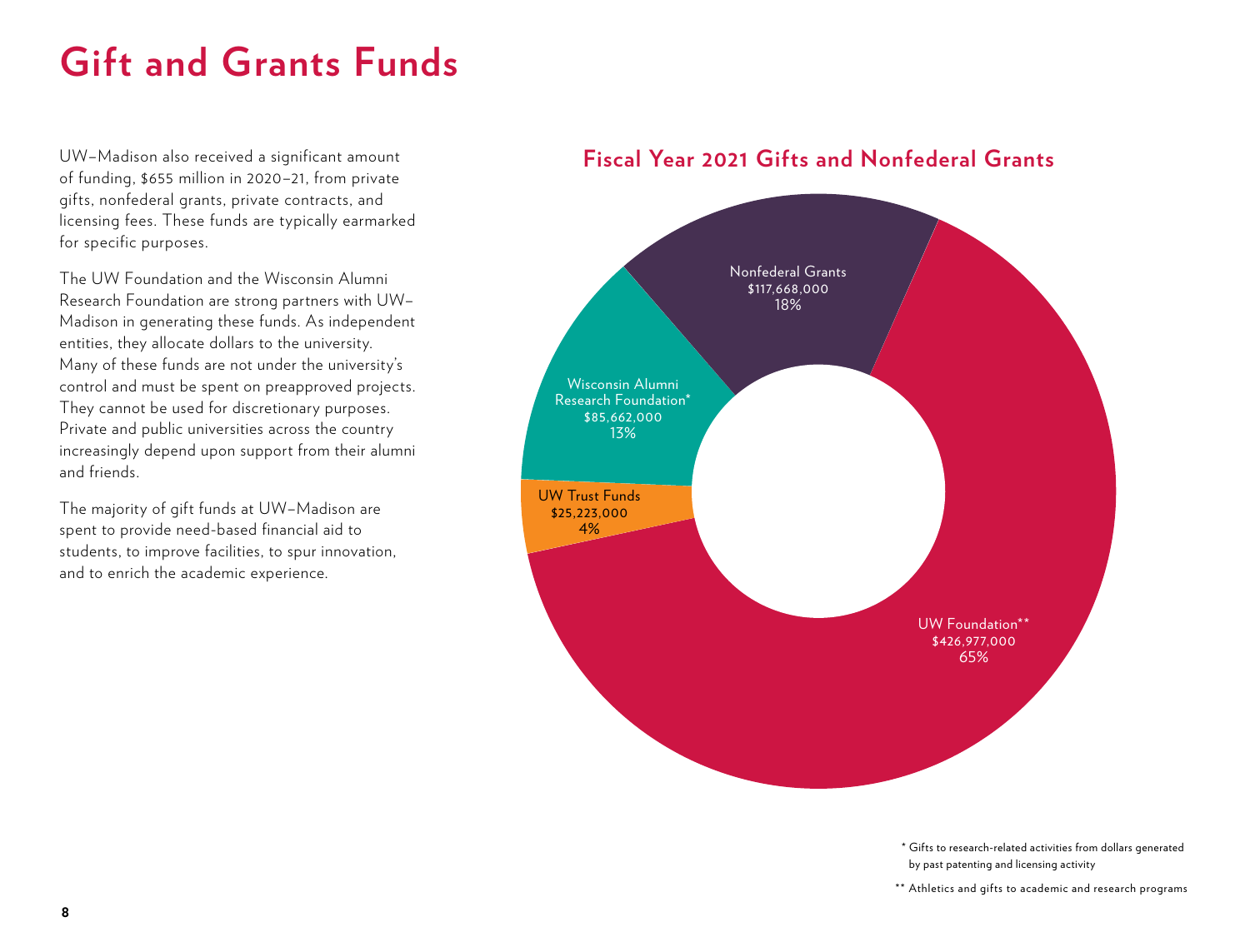# Gift and Grants Funds

UW–Madison also received a significant amount of funding, $655 million in 2020–21, from private gifts, nonfederal grants, private contracts, and licensing fees. These funds are typically earmarked for specific purposes.

The UW Foundation and the Wisconsin Alumni Research Foundation are strong partners with UW–Madison in generating these funds. As independent entities, they allocate dollars to the university. Many of these funds are not under the university's control and must be spent on preapproved projects. They cannot be used for discretionary purposes. Private and public universities across the country increasingly depend upon support from their alumni and friends.

The majority of gift funds at UW–Madison are spent to provide need-based financial aid to students, to improve facilities, to spur innovation, and to enrich the academic experience.

## Fiscal Year 2021 Gifts and Nonfederal Grants

Nonfederal Grants
$117,668,000
18%

Wisconsin Alumni Research Foundation*
$85,662,000
13%

UW Trust Funds
$25,223,000
4%

UW Foundation**
$426,977,000
65%

\* Gifts to research-related activities from dollars generated by past patenting and licensing activity

\*\* Athletics and gifts to academic and research programs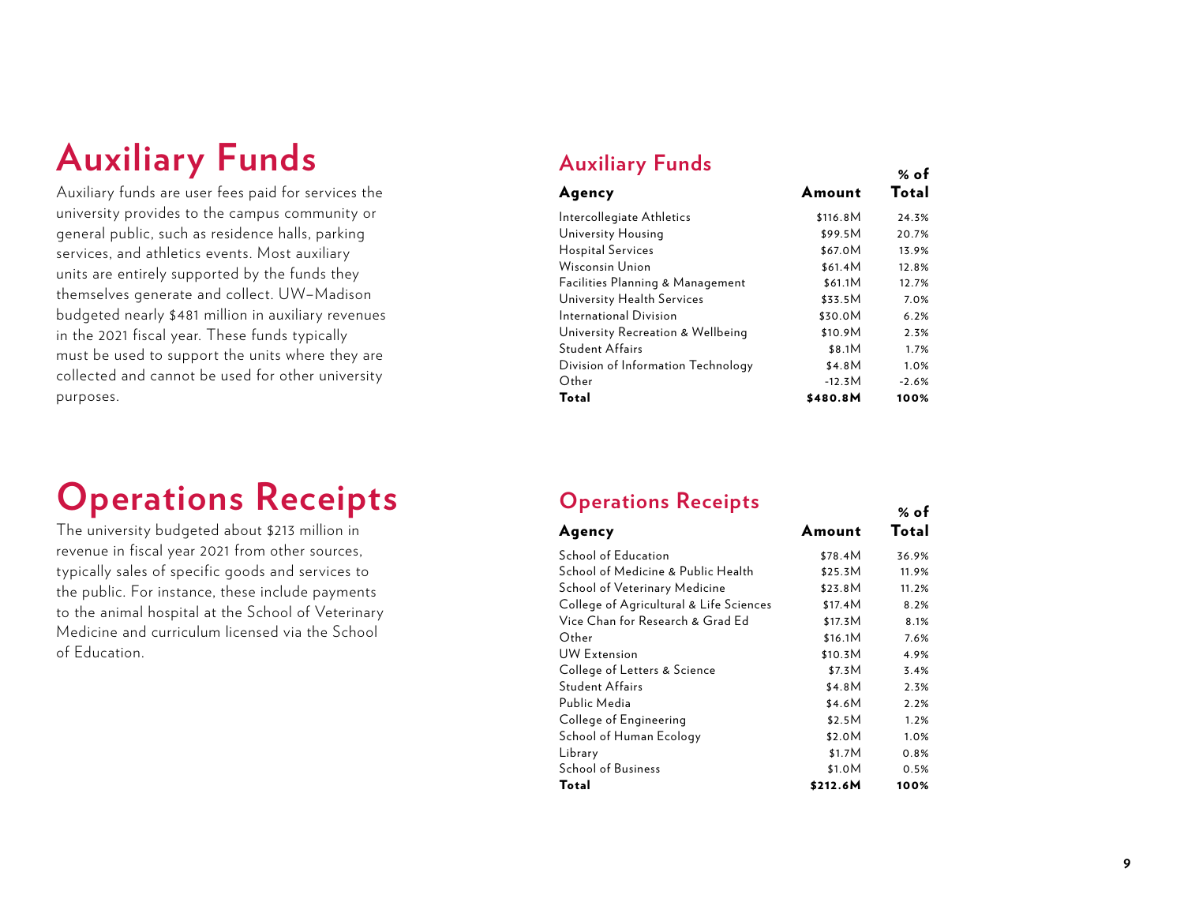# Auxiliary Funds

Auxiliary funds are user fees paid for services the university provides to the campus community or general public, such as residence halls, parking services, and athletics events. Most auxiliary units are entirely supported by the funds they themselves generate and collect. UW–Madison budgeted nearly $481 million in auxiliary revenues in the 2021 fiscal year. These funds typically must be used to support the units where they are collected and cannot be used for other university purposes.

## Auxiliary Funds

| Agency | Amount | % of Total |
|---|---|---|
| Intercollegiate Athletics | $116.8M | 24.3% |
| University Housing | $99.5M | 20.7% |
| Hospital Services | $67.0M | 13.9% |
| Wisconsin Union | $61.4M | 12.8% |
| Facilities Planning & Management | $61.1M | 12.7% |
| University Health Services | $33.5M | 7.0% |
| International Division | $30.0M | 6.2% |
| University Recreation & Wellbeing | $10.9M | 2.3% |
| Student Affairs | $8.1M | 1.7% |
| Division of Information Technology | $4.8M | 1.0% |
| Other | -12.3M | -2.6% |
| **Total** | **$480.8M** | **100%** |

# Operations Receipts

The university budgeted about $213 million in revenue in fiscal year 2021 from other sources, typically sales of specific goods and services to the public. For instance, these include payments to the animal hospital at the School of Veterinary Medicine and curriculum licensed via the School of Education.

## Operations Receipts

| Agency | Amount | % of Total |
|---|---|---|
| School of Education | $78.4M | 36.9% |
| School of Medicine & Public Health | $25.3M | 11.9% |
| School of Veterinary Medicine | $23.8M | 11.2% |
| College of Agricultural & Life Sciences | $17.4M | 8.2% |
| Vice Chan for Research & Grad Ed | $17.3M | 8.1% |
| Other | $16.1M | 7.6% |
| UW Extension | $10.3M | 4.9% |
| College of Letters & Science | $7.3M | 3.4% |
| Student Affairs | $4.8M | 2.3% |
| Public Media | $4.6M | 2.2% |
| College of Engineering | $2.5M | 1.2% |
| School of Human Ecology | $2.0M | 1.0% |
| Library | $1.7M | 0.8% |
| School of Business | $1.0M | 0.5% |
| **Total** | **$212.6M** | **100%** |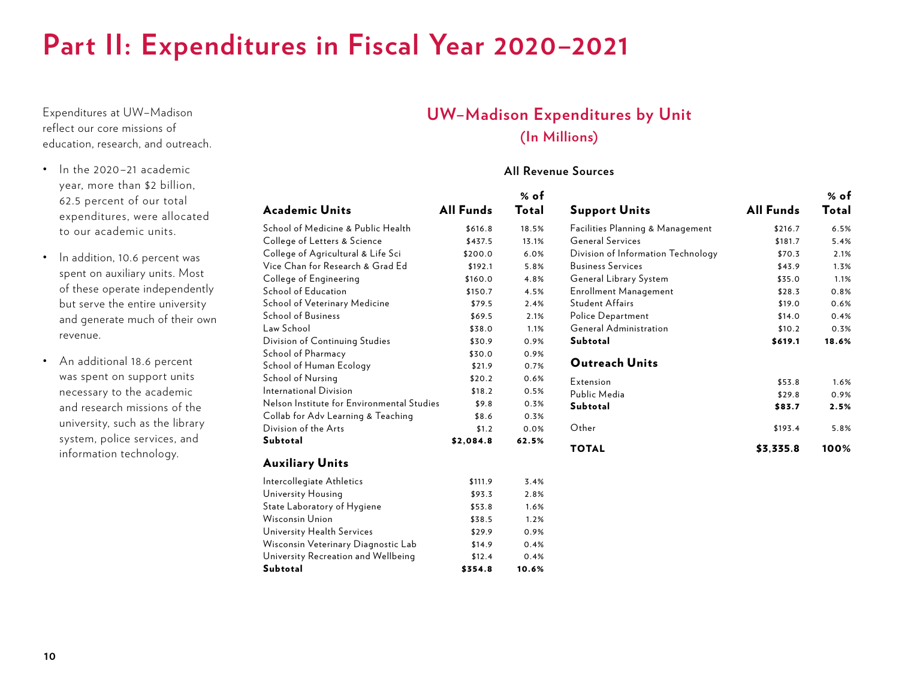# Part II: Expenditures in Fiscal Year 2020–2021

Expenditures at UW–Madison reflect our core missions of education, research, and outreach.

- In the 2020–21 academic year, more than $2 billion, 62.5 percent of our total expenditures, were allocated to our academic units.
- In addition, 10.6 percent was spent on auxiliary units. Most of these operate independently but serve the entire university and generate much of their own revenue.
- An additional 18.6 percent was spent on support units necessary to the academic and research missions of the university, such as the library system, police services, and information technology.

## UW–Madison Expenditures by Unit

### (In Millions)

**All Revenue Sources**

| Academic Units | All Funds | % of Total |
|---|---|---|
| School of Medicine & Public Health | $616.8 | 18.5% |
| College of Letters & Science | $437.5 | 13.1% |
| College of Agricultural & Life Sci | $200.0 | 6.0% |
| Vice Chan for Research & Grad Ed | $192.1 | 5.8% |
| College of Engineering | $160.0 | 4.8% |
| School of Education | $150.7 | 4.5% |
| School of Veterinary Medicine | $79.5 | 2.4% |
| School of Business | $69.5 | 2.1% |
| Law School | $38.0 | 1.1% |
| Division of Continuing Studies | $30.9 | 0.9% |
| School of Pharmacy | $30.0 | 0.9% |
| School of Human Ecology | $21.9 | 0.7% |
| School of Nursing | $20.2 | 0.6% |
| International Division | $18.2 | 0.5% |
| Nelson Institute for Environmental Studies | $9.8 | 0.3% |
| Collab for Adv Learning & Teaching | $8.6 | 0.3% |
| Division of the Arts | $1.2 | 0.0% |
| **Subtotal** | **$2,084.8** | **62.5%** |

| Auxiliary Units | All Funds | % of Total |
|---|---|---|
| Intercollegiate Athletics | $111.9 | 3.4% |
| University Housing | $93.3 | 2.8% |
| State Laboratory of Hygiene | $53.8 | 1.6% |
| Wisconsin Union | $38.5 | 1.2% |
| University Health Services | $29.9 | 0.9% |
| Wisconsin Veterinary Diagnostic Lab | $14.9 | 0.4% |
| University Recreation and Wellbeing | $12.4 | 0.4% |
| **Subtotal** | **$354.8** | **10.6%** |

| Support Units | All Funds | % of Total |
|---|---|---|
| Facilities Planning & Management | $216.7 | 6.5% |
| General Services | $181.7 | 5.4% |
| Division of Information Technology | $70.3 | 2.1% |
| Business Services | $43.9 | 1.3% |
| General Library System | $35.0 | 1.1% |
| Enrollment Management | $28.3 | 0.8% |
| Student Affairs | $19.0 | 0.6% |
| Police Department | $14.0 | 0.4% |
| General Administration | $10.2 | 0.3% |
| **Subtotal** | **$619.1** | **18.6%** |

| Outreach Units | All Funds | % of Total |
|---|---|---|
| Extension | $53.8 | 1.6% |
| Public Media | $29.8 | 0.9% |
| **Subtotal** | **$83.7** | **2.5%** |
| Other | $193.4 | 5.8% |
| **TOTAL** | **$3,335.8** | **100%** |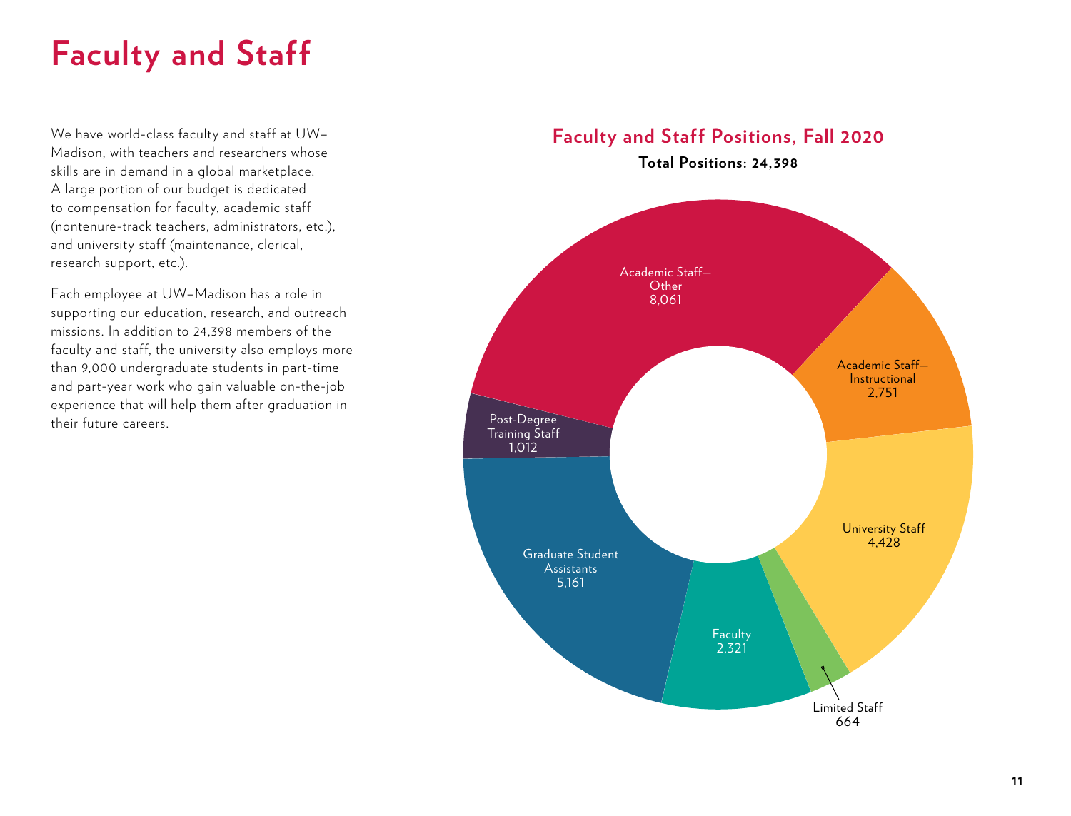# Faculty and Staff

We have world-class faculty and staff at UW–Madison, with teachers and researchers whose skills are in demand in a global marketplace. A large portion of our budget is dedicated to compensation for faculty, academic staff (nontenure-track teachers, administrators, etc.), and university staff (maintenance, clerical, research support, etc.).

Each employee at UW–Madison has a role in supporting our education, research, and outreach missions. In addition to 24,398 members of the faculty and staff, the university also employs more than 9,000 undergraduate students in part-time and part-year work who gain valuable on-the-job experience that will help them after graduation in their future careers.

## Faculty and Staff Positions, Fall 2020

**Total Positions: 24,398**

Academic Staff—Other
8,061

Academic Staff—Instructional
2,751

University Staff
4,428

Limited Staff
664

Faculty
2,321

Graduate Student Assistants
5,161

Post-Degree Training Staff
1,012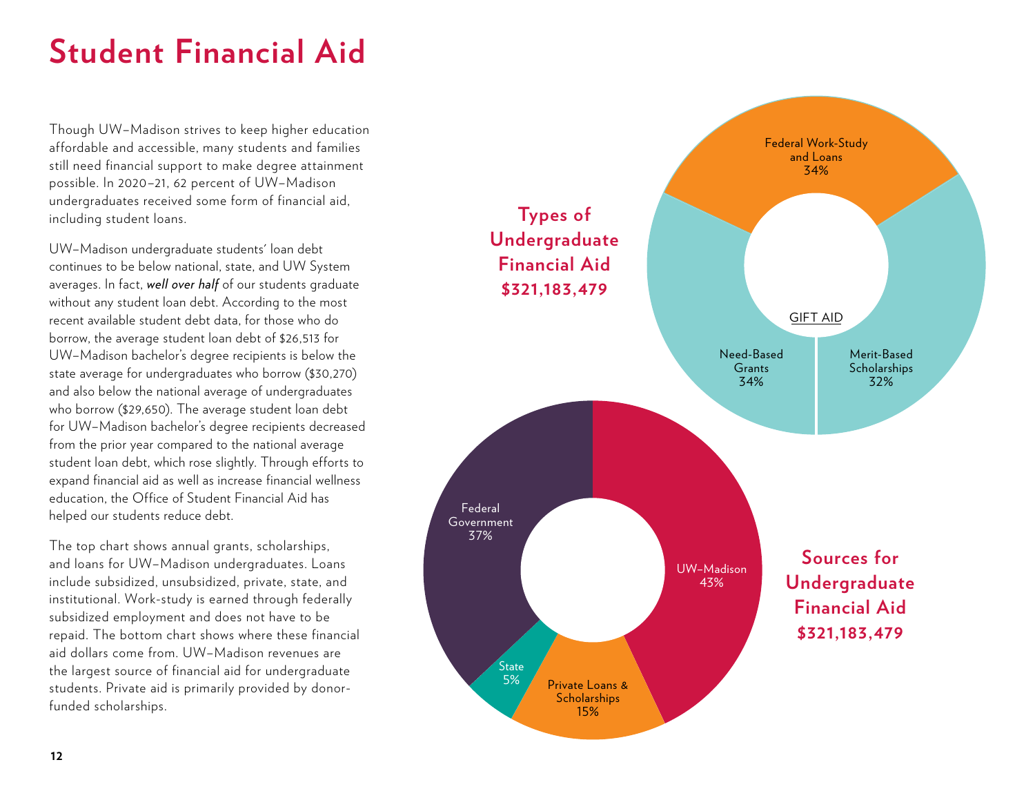# Student Financial Aid

Though UW–Madison strives to keep higher education affordable and accessible, many students and families still need financial support to make degree attainment possible. In 2020–21, 62 percent of UW–Madison undergraduates received some form of financial aid, including student loans.

UW–Madison undergraduate students' loan debt continues to be below national, state, and UW System averages. In fact, ***well over half*** of our students graduate without any student loan debt. According to the most recent available student debt data, for those who do borrow, the average student loan debt of $26,513 for UW–Madison bachelor's degree recipients is below the state average for undergraduates who borrow ($30,270) and also below the national average of undergraduates who borrow ($29,650). The average student loan debt for UW–Madison bachelor's degree recipients decreased from the prior year compared to the national average student loan debt, which rose slightly. Through efforts to expand financial aid as well as increase financial wellness education, the Office of Student Financial Aid has helped our students reduce debt.

The top chart shows annual grants, scholarships, and loans for UW–Madison undergraduates. Loans include subsidized, unsubsidized, private, state, and institutional. Work-study is earned through federally subsidized employment and does not have to be repaid. The bottom chart shows where these financial aid dollars come from. UW–Madison revenues are the largest source of financial aid for undergraduate students. Private aid is primarily provided by donor-funded scholarships.

**Types of Undergraduate Financial Aid**
**$321,183,479**

Federal Work-Study and Loans
34%

GIFT AID

Need-Based Grants
34%

Merit-Based Scholarships
32%

**Sources for Undergraduate Financial Aid**
**$321,183,479**

Federal Government
37%

UW–Madison
43%

State
5%

Private Loans & Scholarships
15%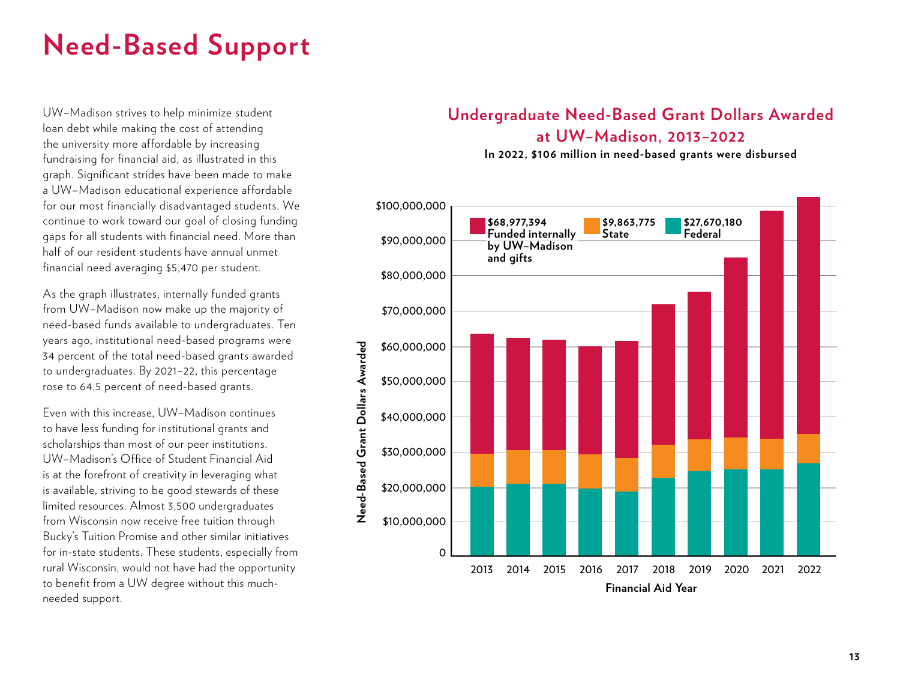# Need-Based Support

UW–Madison strives to help minimize student loan debt while making the cost of attending the university more affordable by increasing fundraising for financial aid, as illustrated in this graph. Significant strides have been made to make a UW–Madison educational experience affordable for our most financially disadvantaged students. We continue to work toward our goal of closing funding gaps for all students with financial need. More than half of our resident students have annual unmet financial need averaging $5,470 per student.

As the graph illustrates, internally funded grants from UW–Madison now make up the majority of need-based funds available to undergraduates. Ten years ago, institutional need-based programs were 34 percent of the total need-based grants awarded to undergraduates. By 2021–22, this percentage rose to 64.5 percent of need-based grants.

Even with this increase, UW–Madison continues to have less funding for institutional grants and scholarships than most of our peer institutions. UW–Madison's Office of Student Financial Aid is at the forefront of creativity in leveraging what is available, striving to be good stewards of these limited resources. Almost 3,500 undergraduates from Wisconsin now receive free tuition through Bucky's Tuition Promise and other similar initiatives for in-state students. These students, especially from rural Wisconsin, would not have had the opportunity to benefit from a UW degree without this much-needed support.

## Undergraduate Need-Based Grant Dollars Awarded at UW–Madison, 2013–2022

**In 2022, $106 million in need-based grants were disbursed**

- **$68,977,394** Funded internally by UW–Madison and gifts
- **$9,863,775** State
- **$27,670,180** Federal

Need-Based Grant Dollars Awarded (y-axis: 0 to $100,000,000) by Financial Aid Year (2013–2022)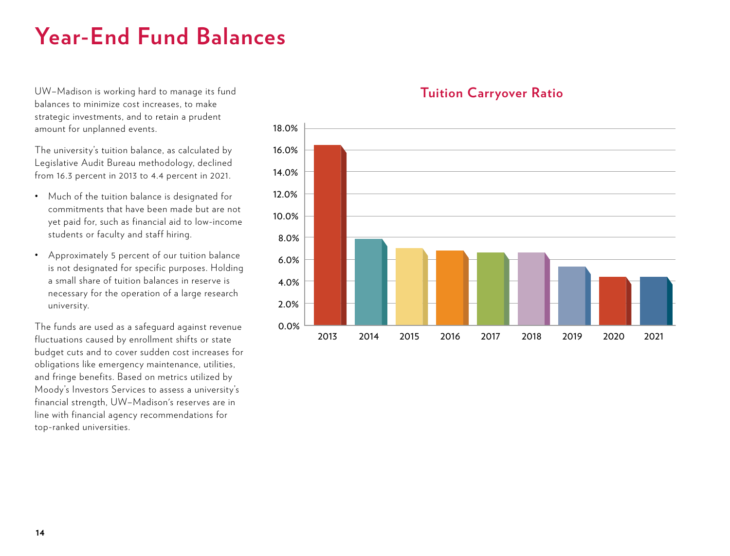# Year-End Fund Balances

UW–Madison is working hard to manage its fund balances to minimize cost increases, to make strategic investments, and to retain a prudent amount for unplanned events.

The university's tuition balance, as calculated by Legislative Audit Bureau methodology, declined from 16.3 percent in 2013 to 4.4 percent in 2021.

- Much of the tuition balance is designated for commitments that have been made but are not yet paid for, such as financial aid to low-income students or faculty and staff hiring.
- Approximately 5 percent of our tuition balance is not designated for specific purposes. Holding a small share of tuition balances in reserve is necessary for the operation of a large research university.

The funds are used as a safeguard against revenue fluctuations caused by enrollment shifts or state budget cuts and to cover sudden cost increases for obligations like emergency maintenance, utilities, and fringe benefits. Based on metrics utilized by Moody's Investors Services to assess a university's financial strength, UW–Madison's reserves are in line with financial agency recommendations for top-ranked universities.

## Tuition Carryover Ratio

18.0%
16.0%
14.0%
12.0%
10.0%
8.0%
6.0%
4.0%
2.0%
0.0%

2013 2014 2015 2016 2017 2018 2019 2020 2021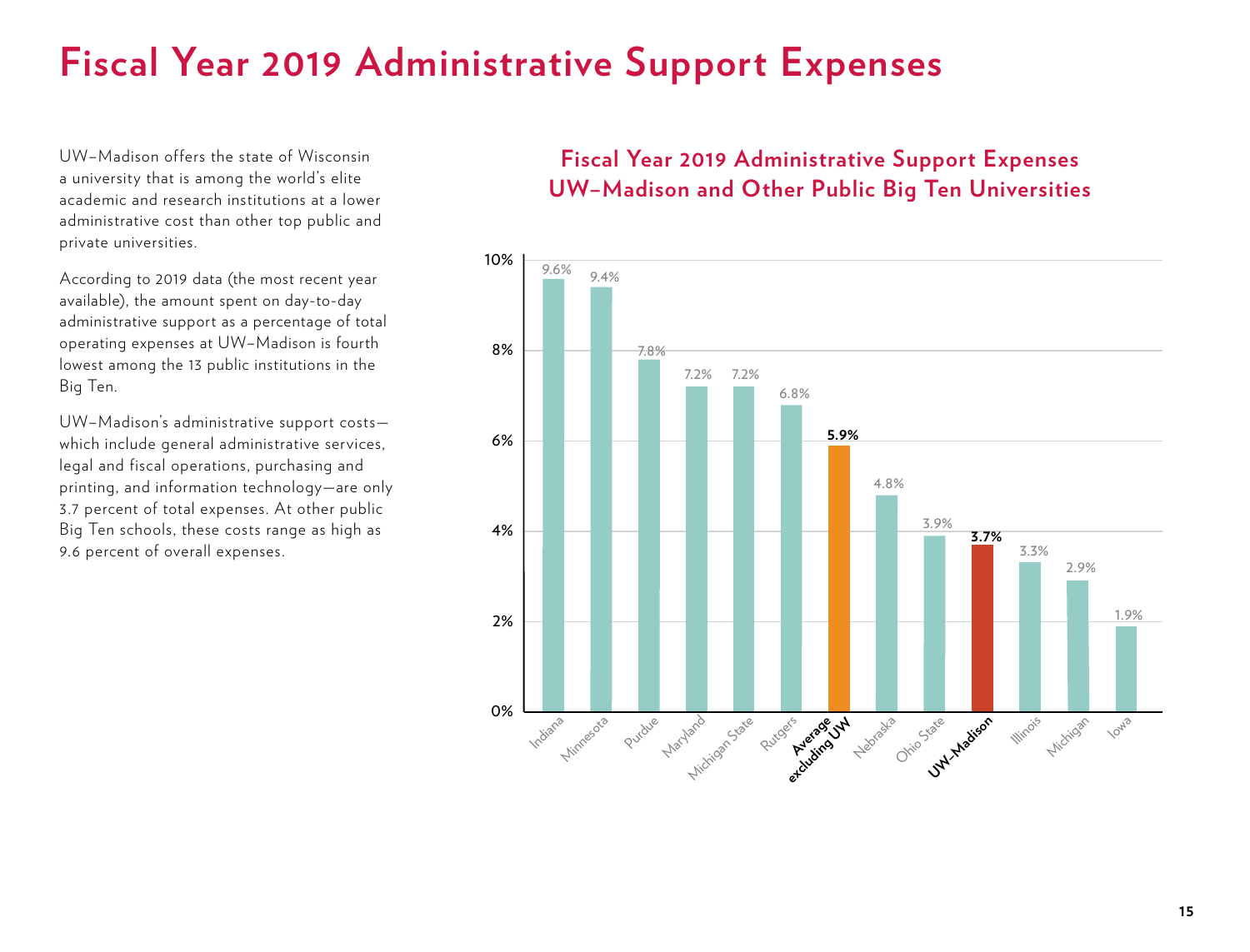# Fiscal Year 2019 Administrative Support Expenses

UW–Madison offers the state of Wisconsin a university that is among the world's elite academic and research institutions at a lower administrative cost than other top public and private universities.

According to 2019 data (the most recent year available), the amount spent on day-to-day administrative support as a percentage of total operating expenses at UW–Madison is fourth lowest among the 13 public institutions in the Big Ten.

UW–Madison's administrative support costs—which include general administrative services, legal and fiscal operations, purchasing and printing, and information technology—are only 3.7 percent of total expenses. At other public Big Ten schools, these costs range as high as 9.6 percent of overall expenses.

**Fiscal Year 2019 Administrative Support Expenses**
**UW–Madison and Other Public Big Ten Universities**

10%
8%
6%
4%
2%
0%

Indiana 9.6%
Minnesota 9.4%
Purdue 7.8%
Maryland 7.2%
Michigan State 7.2%
Rutgers 6.8%
**Average excluding UW 5.9%**
Nebraska 4.8%
Ohio State 3.9%
**UW–Madison 3.7%**
Illinois 3.3%
Michigan 2.9%
Iowa 1.9%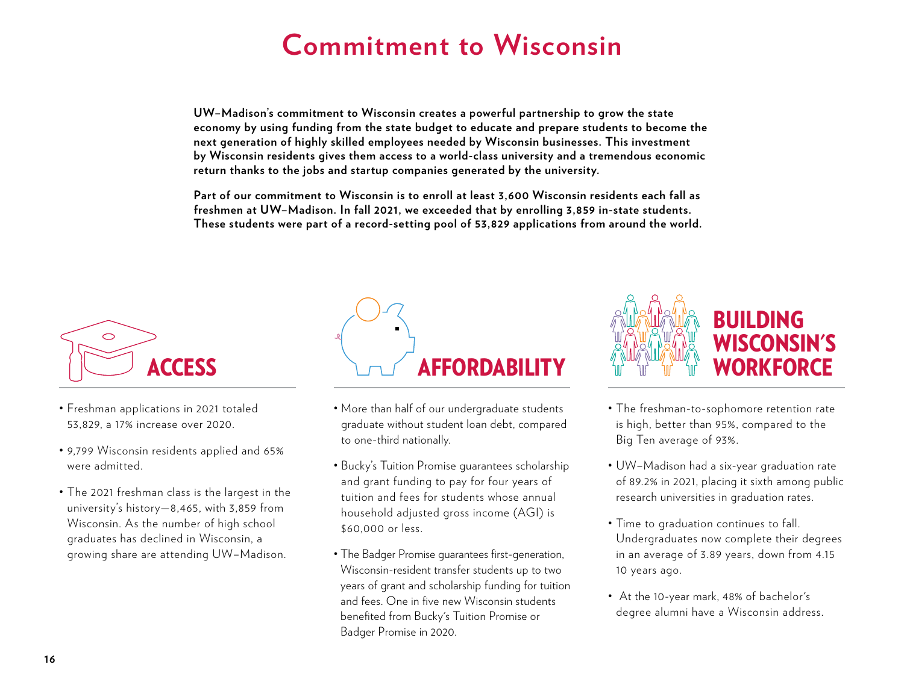# Commitment to Wisconsin

**UW–Madison's commitment to Wisconsin creates a powerful partnership to grow the state economy by using funding from the state budget to educate and prepare students to become the next generation of highly skilled employees needed by Wisconsin businesses. This investment by Wisconsin residents gives them access to a world-class university and a tremendous economic return thanks to the jobs and startup companies generated by the university.**

**Part of our commitment to Wisconsin is to enroll at least 3,600 Wisconsin residents each fall as freshmen at UW–Madison. In fall 2021, we exceeded that by enrolling 3,859 in-state students. These students were part of a record-setting pool of 53,829 applications from around the world.**

## ACCESS

- Freshman applications in 2021 totaled 53,829, a 17% increase over 2020.
- 9,799 Wisconsin residents applied and 65% were admitted.
- The 2021 freshman class is the largest in the university's history—8,465, with 3,859 from Wisconsin. As the number of high school graduates has declined in Wisconsin, a growing share are attending UW–Madison.

## AFFORDABILITY

- More than half of our undergraduate students graduate without student loan debt, compared to one-third nationally.
- Bucky's Tuition Promise guarantees scholarship and grant funding to pay for four years of tuition and fees for students whose annual household adjusted gross income (AGI) is $60,000 or less.
- The Badger Promise guarantees first-generation, Wisconsin-resident transfer students up to two years of grant and scholarship funding for tuition and fees. One in five new Wisconsin students benefited from Bucky's Tuition Promise or Badger Promise in 2020.

## BUILDING WISCONSIN'S WORKFORCE

- The freshman-to-sophomore retention rate is high, better than 95%, compared to the Big Ten average of 93%.
- UW–Madison had a six-year graduation rate of 89.2% in 2021, placing it sixth among public research universities in graduation rates.
- Time to graduation continues to fall. Undergraduates now complete their degrees in an average of 3.89 years, down from 4.15 10 years ago.
- At the 10-year mark, 48% of bachelor's degree alumni have a Wisconsin address.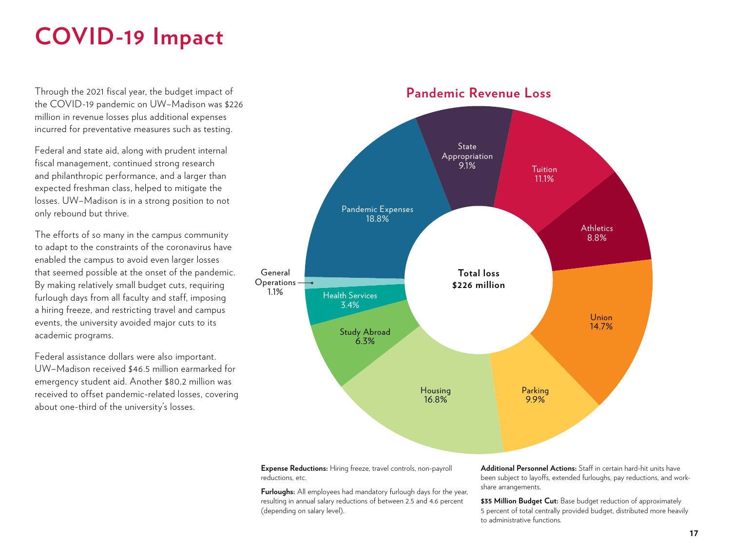# COVID-19 Impact

Through the 2021 fiscal year, the budget impact of the COVID-19 pandemic on UW–Madison was $226 million in revenue losses plus additional expenses incurred for preventative measures such as testing.

Federal and state aid, along with prudent internal fiscal management, continued strong research and philanthropic performance, and a larger than expected freshman class, helped to mitigate the losses. UW–Madison is in a strong position to not only rebound but thrive.

The efforts of so many in the campus community to adapt to the constraints of the coronavirus have enabled the campus to avoid even larger losses that seemed possible at the onset of the pandemic. By making relatively small budget cuts, requiring furlough days from all faculty and staff, imposing a hiring freeze, and restricting travel and campus events, the university avoided major cuts to its academic programs.

Federal assistance dollars were also important. UW–Madison received $46.5 million earmarked for emergency student aid. Another $80.2 million was received to offset pandemic-related losses, covering about one-third of the university's losses.

## Pandemic Revenue Loss

Total loss
$226 million

State Appropriation 9.1%
Tuition 11.1%
Athletics 8.8%
Union 14.7%
Parking 9.9%
Housing 16.8%
Study Abroad 6.3%
Health Services 3.4%
General Operations 1.1%
Pandemic Expenses 18.8%

**Expense Reductions:** Hiring freeze, travel controls, non-payroll reductions, etc.

**Furloughs:** All employees had mandatory furlough days for the year, resulting in annual salary reductions of between 2.5 and 4.6 percent (depending on salary level).

**Additional Personnel Actions:** Staff in certain hard-hit units have been subject to layoffs, extended furloughs, pay reductions, and work-share arrangements.

**$35 Million Budget Cut:** Base budget reduction of approximately 5 percent of total centrally provided budget, distributed more heavily to administrative functions.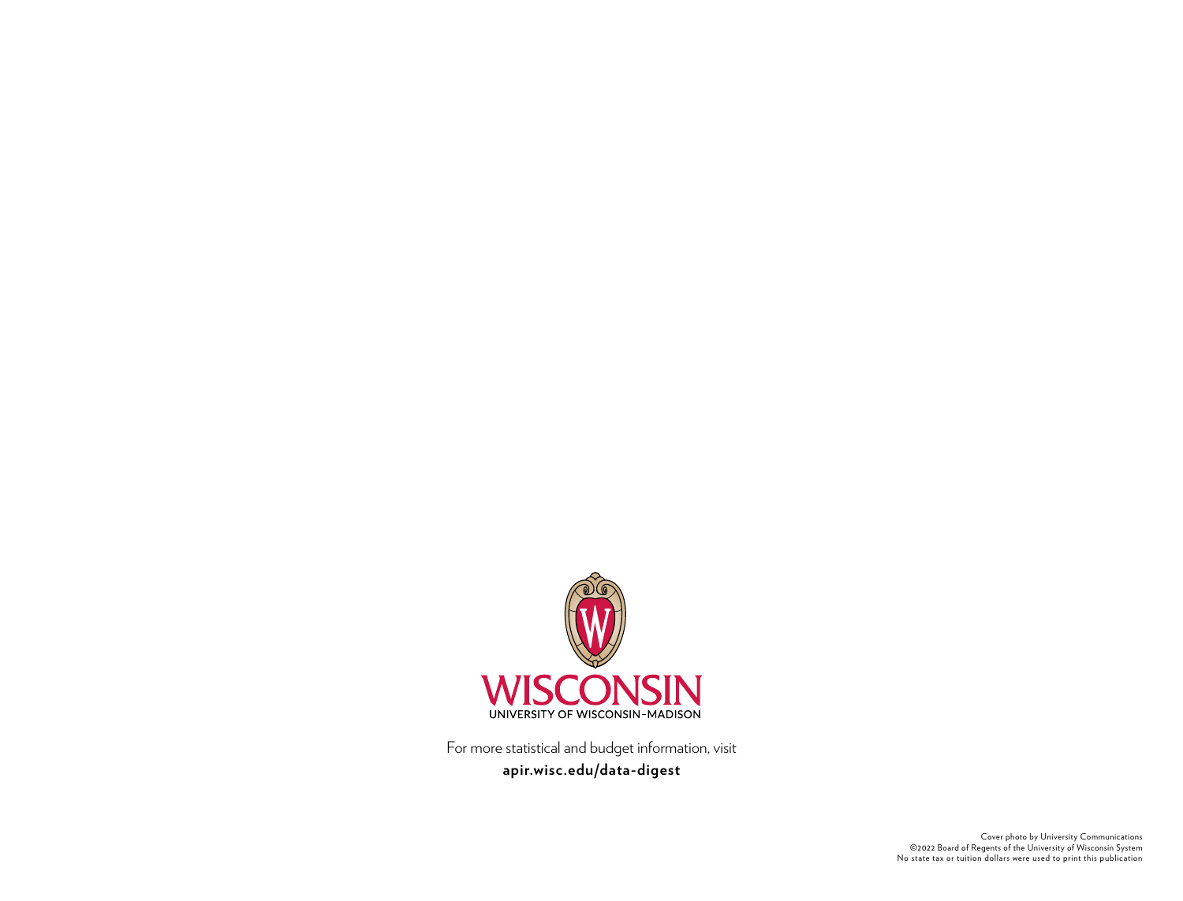WISCONSIN

UNIVERSITY OF WISCONSIN–MADISON

For more statistical and budget information, visit

**apir.wisc.edu/data-digest**

Cover photo by University Communications

©2022 Board of Regents of the University of Wisconsin System

No state tax or tuition dollars were used to print this publication